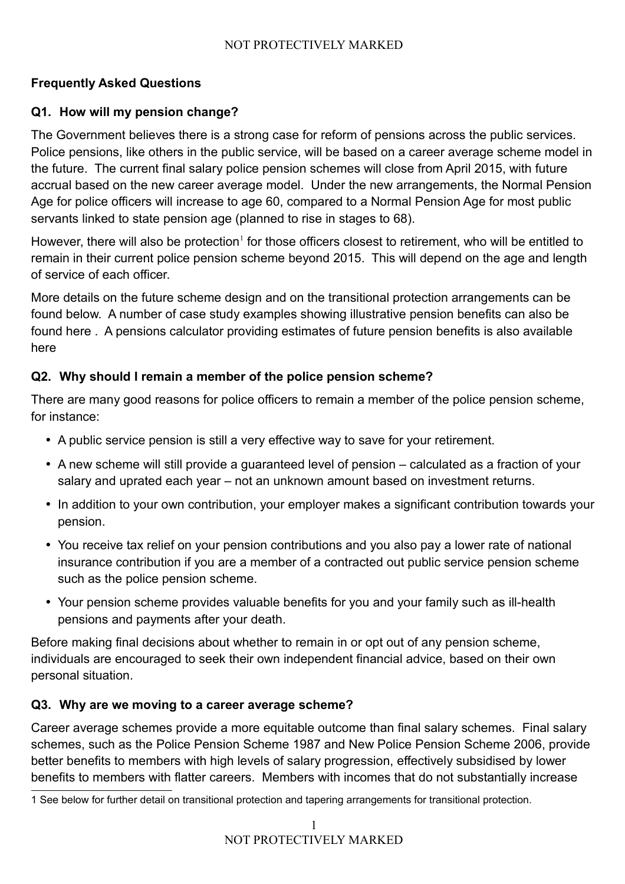## Frequently Asked Questions

### Q1. How will my pension change?

The Government believes there is a strong case for reform of pensions across the public services. Police pensions, like others in the public service, will be based on a career average scheme model in the future. The current final salary police pension schemes will close from April 2015, with future accrual based on the new career average model. Under the new arrangements, the Normal Pension Age for police officers will increase to age 60, compared to a Normal Pension Age for most public servants linked to state pension age (planned to rise in stages to 68).

However, there will also be protection[1] for those officers closest to retirement, who will be entitled to remain in their current police pension scheme beyond 2015. This will depend on the age and length of service of each officer.

More details on the future scheme design and on the transitional protection arrangements can be found below. A number of case study examples showing illustrative pension benefits can also be found here . A pensions calculator providing estimates of future pension benefits is also available here

### Q2. Why should I remain a member of the police pension scheme?

There are many good reasons for police officers to remain a member of the police pension scheme, for instance:

- A public service pension is still a very effective way to save for your retirement.
- A new scheme will still provide a guaranteed level of pension – calculated as a fraction of your salary and uprated each year – not an unknown amount based on investment returns.
- In addition to your own contribution, your employer makes a significant contribution towards your pension.
- You receive tax relief on your pension contributions and you also pay a lower rate of national insurance contribution if you are a member of a contracted out public service pension scheme such as the police pension scheme.
- Your pension scheme provides valuable benefits for you and your family such as ill-health pensions and payments after your death.

Before making final decisions about whether to remain in or opt out of any pension scheme, individuals are encouraged to seek their own independent financial advice, based on their own personal situation.

### Q3. Why are we moving to a career average scheme?

Career average schemes provide a more equitable outcome than final salary schemes. Final salary schemes, such as the Police Pension Scheme 1987 and New Police Pension Scheme 2006, provide better benefits to members with high levels of salary progression, effectively subsidised by lower benefits to members with flatter careers. Members with incomes that do not substantially increase

[1] See below for further detail on transitional protection and tapering arrangements for transitional protection.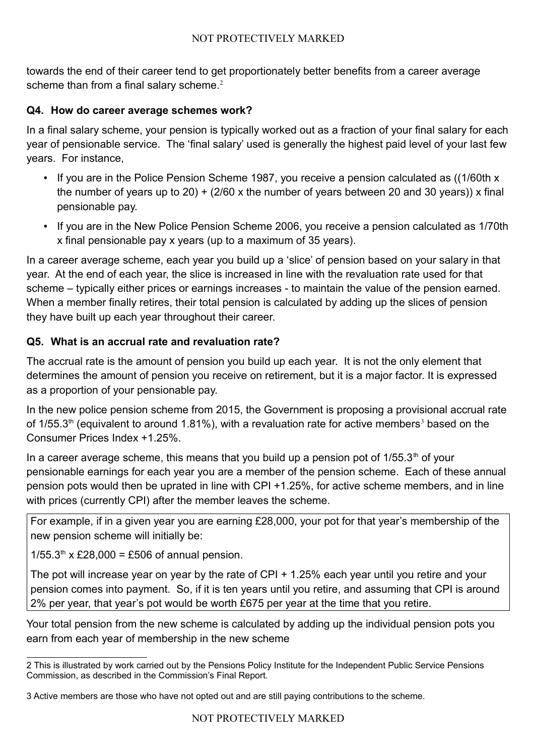towards the end of their career tend to get proportionately better benefits from a career average scheme than from a final salary scheme.[2]

### Q4. How do career average schemes work?

In a final salary scheme, your pension is typically worked out as a fraction of your final salary for each year of pensionable service. The 'final salary' used is generally the highest paid level of your last few years. For instance,

- If you are in the Police Pension Scheme 1987, you receive a pension calculated as ((1/60th x the number of years up to 20) + (2/60 x the number of years between 20 and 30 years)) x final pensionable pay.
- If you are in the New Police Pension Scheme 2006, you receive a pension calculated as 1/70th x final pensionable pay x years (up to a maximum of 35 years).

In a career average scheme, each year you build up a 'slice' of pension based on your salary in that year. At the end of each year, the slice is increased in line with the revaluation rate used for that scheme – typically either prices or earnings increases - to maintain the value of the pension earned. When a member finally retires, their total pension is calculated by adding up the slices of pension they have built up each year throughout their career.

### Q5. What is an accrual rate and revaluation rate?

The accrual rate is the amount of pension you build up each year. It is not the only element that determines the amount of pension you receive on retirement, but it is a major factor. It is expressed as a proportion of your pensionable pay.

In the new police pension scheme from 2015, the Government is proposing a provisional accrual rate of $1/55.3^{th}$ (equivalent to around 1.81%), with a revaluation rate for active members[3] based on the Consumer Prices Index +1.25%.

In a career average scheme, this means that you build up a pension pot of $1/55.3^{th}$ of your pensionable earnings for each year you are a member of the pension scheme. Each of these annual pension pots would then be uprated in line with CPI +1.25%, for active scheme members, and in line with prices (currently CPI) after the member leaves the scheme.

> For example, if in a given year you are earning £28,000, your pot for that year's membership of the new pension scheme will initially be:
>
> $1/55.3^{th}$ x £28,000 = £506 of annual pension.
>
> The pot will increase year on year by the rate of CPI + 1.25% each year until you retire and your pension comes into payment. So, if it is ten years until you retire, and assuming that CPI is around 2% per year, that year's pot would be worth £675 per year at the time that you retire.

Your total pension from the new scheme is calculated by adding up the individual pension pots you earn from each year of membership in the new scheme

---

2 This is illustrated by work carried out by the Pensions Policy Institute for the Independent Public Service Pensions Commission, as described in the Commission's Final Report.

3 Active members are those who have not opted out and are still paying contributions to the scheme.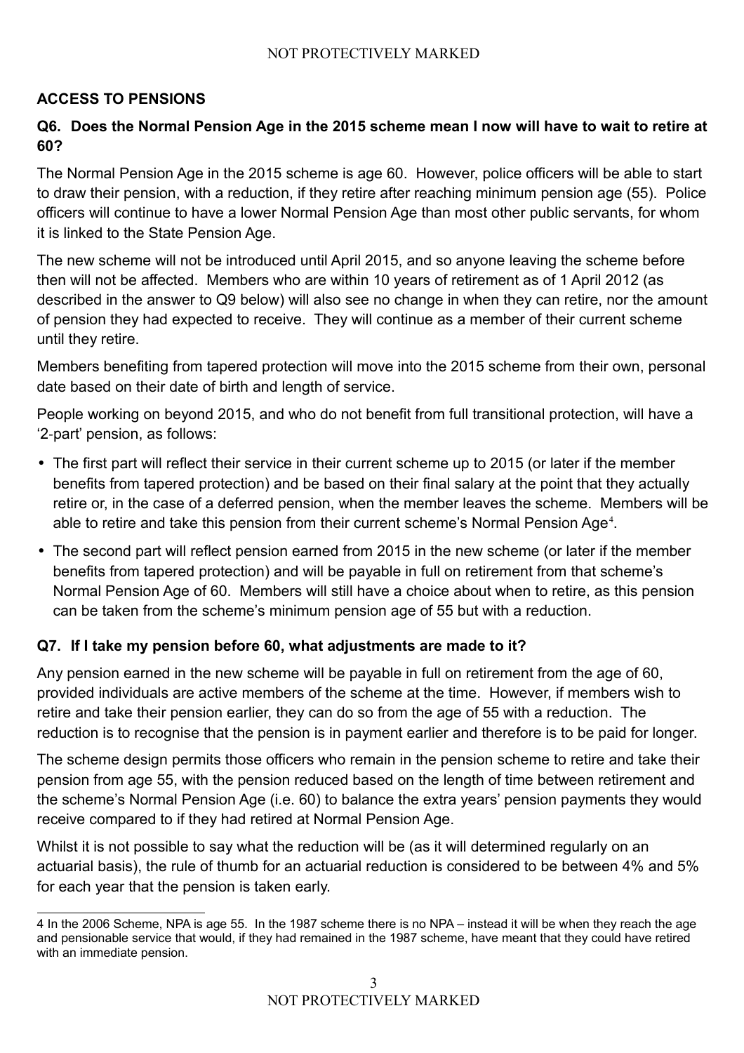## ACCESS TO PENSIONS

### Q6. Does the Normal Pension Age in the 2015 scheme mean I now will have to wait to retire at 60?

The Normal Pension Age in the 2015 scheme is age 60. However, police officers will be able to start to draw their pension, with a reduction, if they retire after reaching minimum pension age (55). Police officers will continue to have a lower Normal Pension Age than most other public servants, for whom it is linked to the State Pension Age.

The new scheme will not be introduced until April 2015, and so anyone leaving the scheme before then will not be affected. Members who are within 10 years of retirement as of 1 April 2012 (as described in the answer to Q9 below) will also see no change in when they can retire, nor the amount of pension they had expected to receive. They will continue as a member of their current scheme until they retire.

Members benefiting from tapered protection will move into the 2015 scheme from their own, personal date based on their date of birth and length of service.

People working on beyond 2015, and who do not benefit from full transitional protection, will have a '2-part' pension, as follows:

- The first part will reflect their service in their current scheme up to 2015 (or later if the member benefits from tapered protection) and be based on their final salary at the point that they actually retire or, in the case of a deferred pension, when the member leaves the scheme. Members will be able to retire and take this pension from their current scheme's Normal Pension Age[4].
- The second part will reflect pension earned from 2015 in the new scheme (or later if the member benefits from tapered protection) and will be payable in full on retirement from that scheme's Normal Pension Age of 60. Members will still have a choice about when to retire, as this pension can be taken from the scheme's minimum pension age of 55 but with a reduction.

### Q7. If I take my pension before 60, what adjustments are made to it?

Any pension earned in the new scheme will be payable in full on retirement from the age of 60, provided individuals are active members of the scheme at the time. However, if members wish to retire and take their pension earlier, they can do so from the age of 55 with a reduction. The reduction is to recognise that the pension is in payment earlier and therefore is to be paid for longer.

The scheme design permits those officers who remain in the pension scheme to retire and take their pension from age 55, with the pension reduced based on the length of time between retirement and the scheme's Normal Pension Age (i.e. 60) to balance the extra years' pension payments they would receive compared to if they had retired at Normal Pension Age.

Whilst it is not possible to say what the reduction will be (as it will determined regularly on an actuarial basis), the rule of thumb for an actuarial reduction is considered to be between 4% and 5% for each year that the pension is taken early.

---

[4] In the 2006 Scheme, NPA is age 55. In the 1987 scheme there is no NPA – instead it will be when they reach the age and pensionable service that would, if they had remained in the 1987 scheme, have meant that they could have retired with an immediate pension.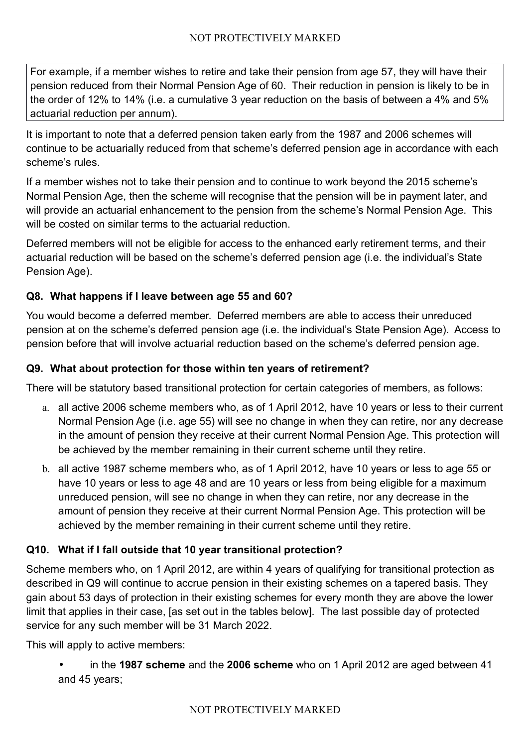For example, if a member wishes to retire and take their pension from age 57, they will have their pension reduced from their Normal Pension Age of 60. Their reduction in pension is likely to be in the order of 12% to 14% (i.e. a cumulative 3 year reduction on the basis of between a 4% and 5% actuarial reduction per annum).

It is important to note that a deferred pension taken early from the 1987 and 2006 schemes will continue to be actuarially reduced from that scheme's deferred pension age in accordance with each scheme's rules.

If a member wishes not to take their pension and to continue to work beyond the 2015 scheme's Normal Pension Age, then the scheme will recognise that the pension will be in payment later, and will provide an actuarial enhancement to the pension from the scheme's Normal Pension Age. This will be costed on similar terms to the actuarial reduction.

Deferred members will not be eligible for access to the enhanced early retirement terms, and their actuarial reduction will be based on the scheme's deferred pension age (i.e. the individual's State Pension Age).

### Q8. What happens if I leave between age 55 and 60?

You would become a deferred member. Deferred members are able to access their unreduced pension at on the scheme's deferred pension age (i.e. the individual's State Pension Age). Access to pension before that will involve actuarial reduction based on the scheme's deferred pension age.

### Q9. What about protection for those within ten years of retirement?

There will be statutory based transitional protection for certain categories of members, as follows:

a. all active 2006 scheme members who, as of 1 April 2012, have 10 years or less to their current Normal Pension Age (i.e. age 55) will see no change in when they can retire, nor any decrease in the amount of pension they receive at their current Normal Pension Age. This protection will be achieved by the member remaining in their current scheme until they retire.

b. all active 1987 scheme members who, as of 1 April 2012, have 10 years or less to age 55 or have 10 years or less to age 48 and are 10 years or less from being eligible for a maximum unreduced pension, will see no change in when they can retire, nor any decrease in the amount of pension they receive at their current Normal Pension Age. This protection will be achieved by the member remaining in their current scheme until they retire.

### Q10. What if I fall outside that 10 year transitional protection?

Scheme members who, on 1 April 2012, are within 4 years of qualifying for transitional protection as described in Q9 will continue to accrue pension in their existing schemes on a tapered basis. They gain about 53 days of protection in their existing schemes for every month they are above the lower limit that applies in their case, [as set out in the tables below]. The last possible day of protected service for any such member will be 31 March 2022.

This will apply to active members:

- in the **1987 scheme** and the **2006 scheme** who on 1 April 2012 are aged between 41 and 45 years;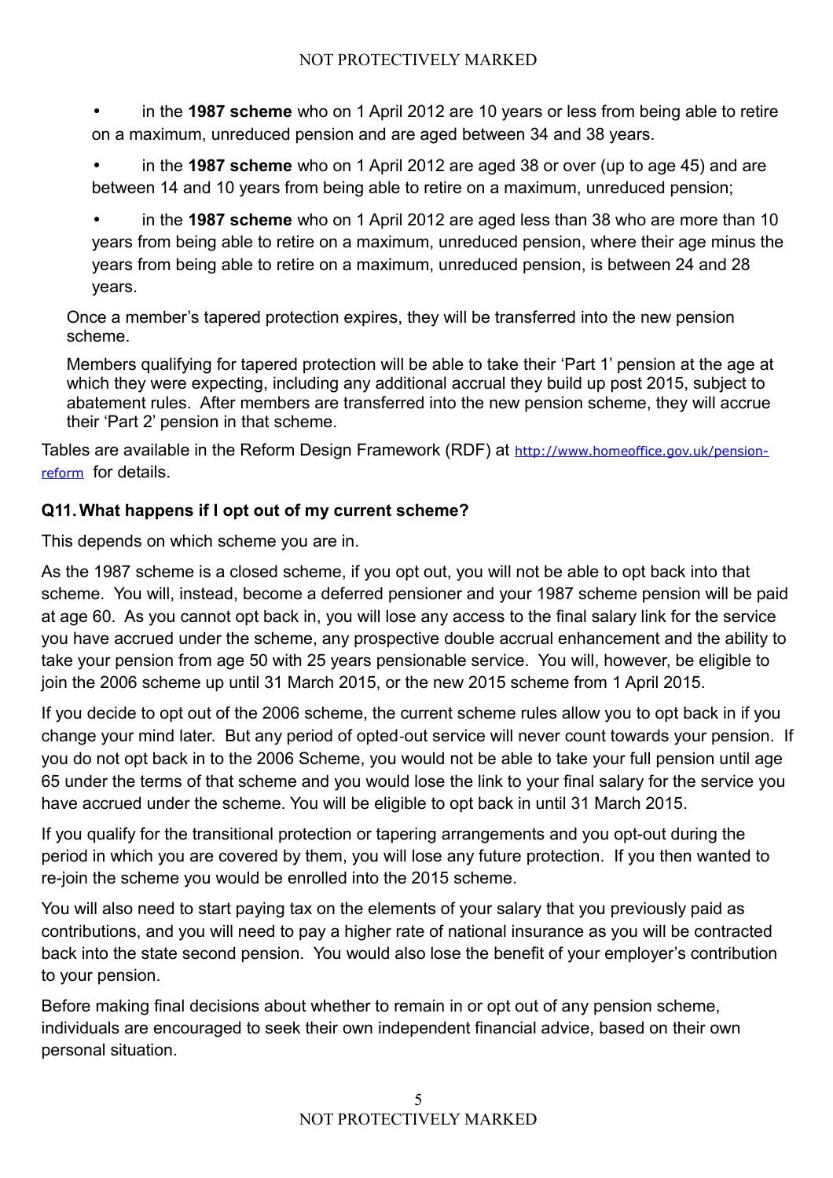- in the **1987 scheme** who on 1 April 2012 are 10 years or less from being able to retire on a maximum, unreduced pension and are aged between 34 and 38 years.
- in the **1987 scheme** who on 1 April 2012 are aged 38 or over (up to age 45) and are between 14 and 10 years from being able to retire on a maximum, unreduced pension;
- in the **1987 scheme** who on 1 April 2012 are aged less than 38 who are more than 10 years from being able to retire on a maximum, unreduced pension, where their age minus the years from being able to retire on a maximum, unreduced pension, is between 24 and 28 years.

Once a member's tapered protection expires, they will be transferred into the new pension scheme.

Members qualifying for tapered protection will be able to take their 'Part 1' pension at the age at which they were expecting, including any additional accrual they build up post 2015, subject to abatement rules. After members are transferred into the new pension scheme, they will accrue their 'Part 2' pension in that scheme.

Tables are available in the Reform Design Framework (RDF) at http://www.homeoffice.gov.uk/pension-reform for details.

### Q11. What happens if I opt out of my current scheme?

This depends on which scheme you are in.

As the 1987 scheme is a closed scheme, if you opt out, you will not be able to opt back into that scheme. You will, instead, become a deferred pensioner and your 1987 scheme pension will be paid at age 60. As you cannot opt back in, you will lose any access to the final salary link for the service you have accrued under the scheme, any prospective double accrual enhancement and the ability to take your pension from age 50 with 25 years pensionable service. You will, however, be eligible to join the 2006 scheme up until 31 March 2015, or the new 2015 scheme from 1 April 2015.

If you decide to opt out of the 2006 scheme, the current scheme rules allow you to opt back in if you change your mind later. But any period of opted-out service will never count towards your pension. If you do not opt back in to the 2006 Scheme, you would not be able to take your full pension until age 65 under the terms of that scheme and you would lose the link to your final salary for the service you have accrued under the scheme. You will be eligible to opt back in until 31 March 2015.

If you qualify for the transitional protection or tapering arrangements and you opt-out during the period in which you are covered by them, you will lose any future protection. If you then wanted to re-join the scheme you would be enrolled into the 2015 scheme.

You will also need to start paying tax on the elements of your salary that you previously paid as contributions, and you will need to pay a higher rate of national insurance as you will be contracted back into the state second pension. You would also lose the benefit of your employer's contribution to your pension.

Before making final decisions about whether to remain in or opt out of any pension scheme, individuals are encouraged to seek their own independent financial advice, based on their own personal situation.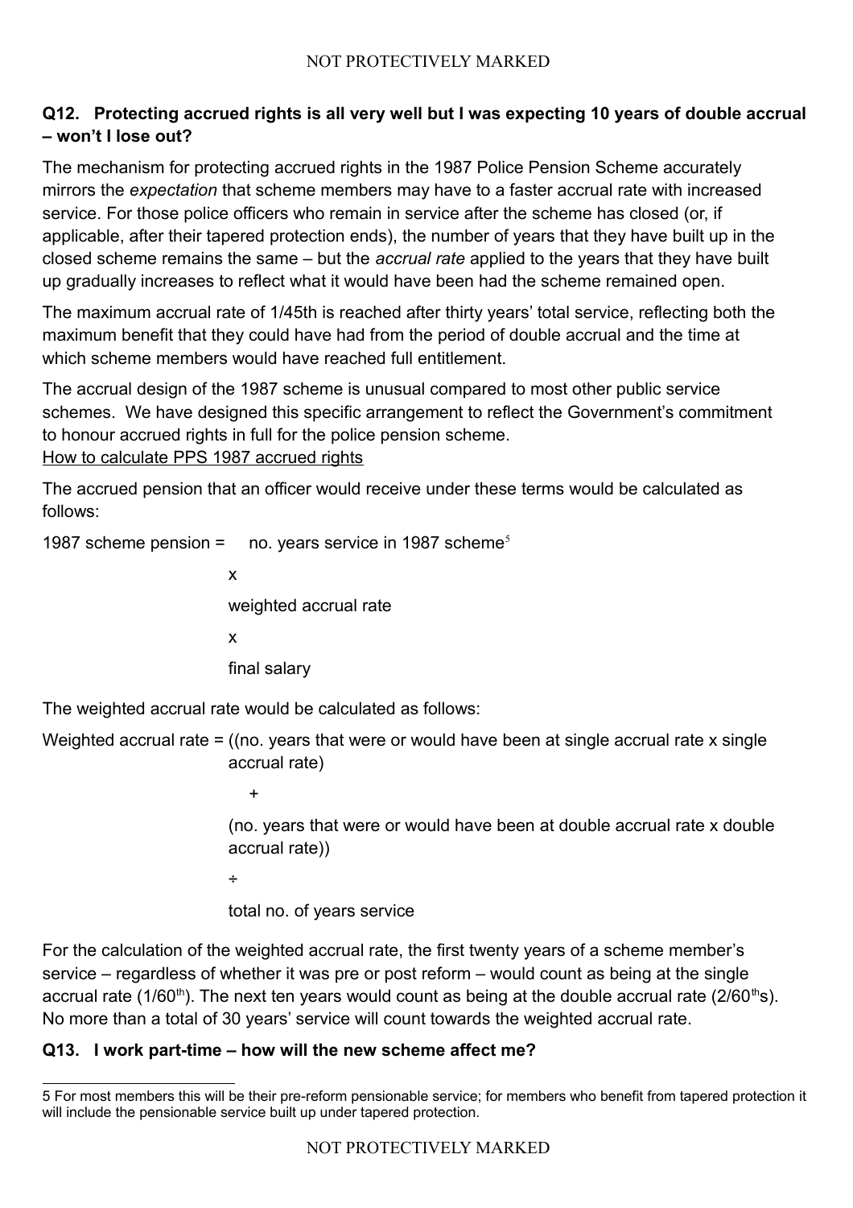### Q12. Protecting accrued rights is all very well but I was expecting 10 years of double accrual – won't I lose out?

The mechanism for protecting accrued rights in the 1987 Police Pension Scheme accurately mirrors the *expectation* that scheme members may have to a faster accrual rate with increased service. For those police officers who remain in service after the scheme has closed (or, if applicable, after their tapered protection ends), the number of years that they have built up in the closed scheme remains the same – but the *accrual rate* applied to the years that they have built up gradually increases to reflect what it would have been had the scheme remained open.

The maximum accrual rate of 1/45th is reached after thirty years' total service, reflecting both the maximum benefit that they could have had from the period of double accrual and the time at which scheme members would have reached full entitlement.

The accrual design of the 1987 scheme is unusual compared to most other public service schemes. We have designed this specific arrangement to reflect the Government's commitment to honour accrued rights in full for the police pension scheme.

<u>How to calculate PPS 1987 accrued rights</u>

The accrued pension that an officer would receive under these terms would be calculated as follows:

1987 scheme pension = no. years service in 1987 scheme[5]

x

weighted accrual rate

x

final salary

The weighted accrual rate would be calculated as follows:

Weighted accrual rate = ((no. years that were or would have been at single accrual rate x single accrual rate)

+

(no. years that were or would have been at double accrual rate x double accrual rate))

÷

total no. of years service

For the calculation of the weighted accrual rate, the first twenty years of a scheme member's service – regardless of whether it was pre or post reform – would count as being at the single accrual rate (1/60th). The next ten years would count as being at the double accrual rate (2/60ths). No more than a total of 30 years' service will count towards the weighted accrual rate.

### Q13. I work part-time – how will the new scheme affect me?

---

5 For most members this will be their pre-reform pensionable service; for members who benefit from tapered protection it will include the pensionable service built up under tapered protection.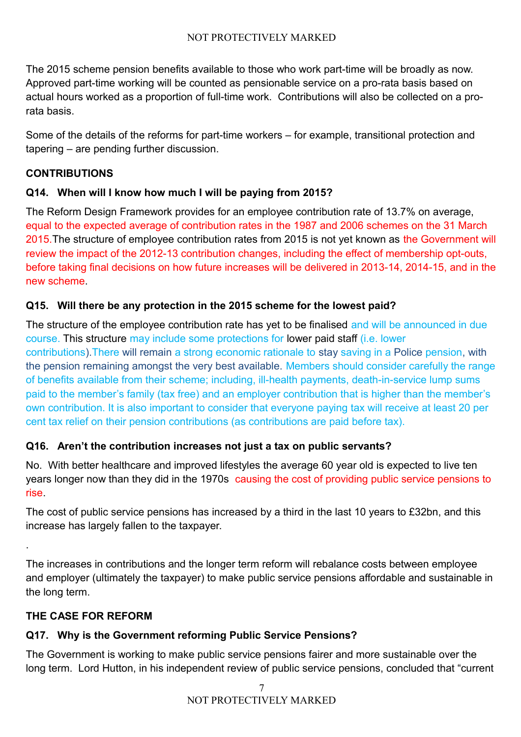The 2015 scheme pension benefits available to those who work part-time will be broadly as now. Approved part-time working will be counted as pensionable service on a pro-rata basis based on actual hours worked as a proportion of full-time work. Contributions will also be collected on a pro-rata basis.

Some of the details of the reforms for part-time workers – for example, transitional protection and tapering – are pending further discussion.

## CONTRIBUTIONS

### Q14. When will I know how much I will be paying from 2015?

The Reform Design Framework provides for an employee contribution rate of 13.7% on average, equal to the expected average of contribution rates in the 1987 and 2006 schemes on the 31 March 2015.The structure of employee contribution rates from 2015 is not yet known as the Government will review the impact of the 2012-13 contribution changes, including the effect of membership opt-outs, before taking final decisions on how future increases will be delivered in 2013-14, 2014-15, and in the new scheme.

### Q15. Will there be any protection in the 2015 scheme for the lowest paid?

The structure of the employee contribution rate has yet to be finalised and will be announced in due course. This structure may include some protections for lower paid staff (i.e. lower contributions).There will remain a strong economic rationale to stay saving in a Police pension, with the pension remaining amongst the very best available. Members should consider carefully the range of benefits available from their scheme; including, ill-health payments, death-in-service lump sums paid to the member's family (tax free) and an employer contribution that is higher than the member's own contribution. It is also important to consider that everyone paying tax will receive at least 20 per cent tax relief on their pension contributions (as contributions are paid before tax).

### Q16. Aren't the contribution increases not just a tax on public servants?

No. With better healthcare and improved lifestyles the average 60 year old is expected to live ten years longer now than they did in the 1970s causing the cost of providing public service pensions to rise.

The cost of public service pensions has increased by a third in the last 10 years to £32bn, and this increase has largely fallen to the taxpayer.

.

The increases in contributions and the longer term reform will rebalance costs between employee and employer (ultimately the taxpayer) to make public service pensions affordable and sustainable in the long term.

## THE CASE FOR REFORM

### Q17. Why is the Government reforming Public Service Pensions?

The Government is working to make public service pensions fairer and more sustainable over the long term. Lord Hutton, in his independent review of public service pensions, concluded that "current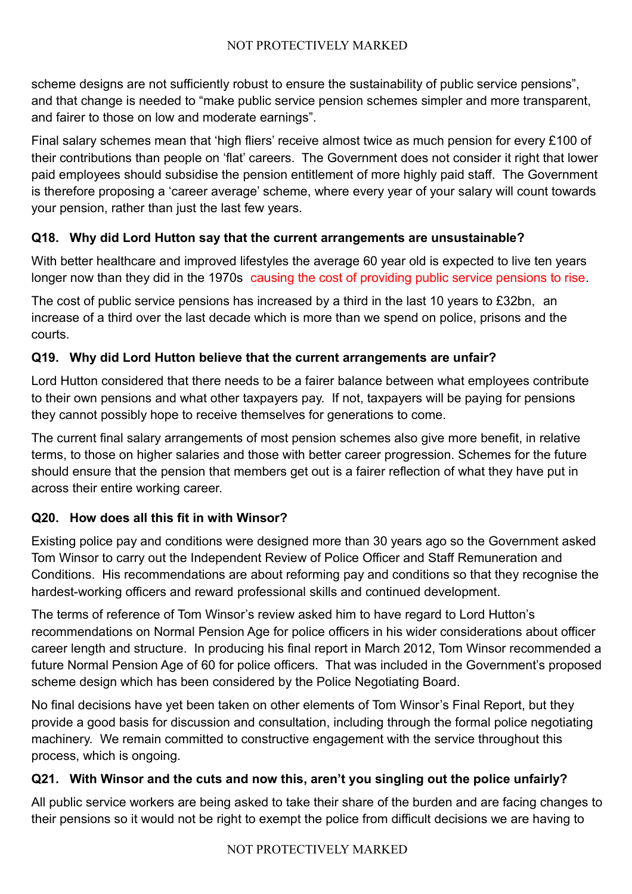scheme designs are not sufficiently robust to ensure the sustainability of public service pensions", and that change is needed to "make public service pension schemes simpler and more transparent, and fairer to those on low and moderate earnings".

Final salary schemes mean that 'high fliers' receive almost twice as much pension for every £100 of their contributions than people on 'flat' careers. The Government does not consider it right that lower paid employees should subsidise the pension entitlement of more highly paid staff. The Government is therefore proposing a 'career average' scheme, where every year of your salary will count towards your pension, rather than just the last few years.

### Q18. Why did Lord Hutton say that the current arrangements are unsustainable?

With better healthcare and improved lifestyles the average 60 year old is expected to live ten years longer now than they did in the 1970s causing the cost of providing public service pensions to rise.

The cost of public service pensions has increased by a third in the last 10 years to £32bn, an increase of a third over the last decade which is more than we spend on police, prisons and the courts.

### Q19. Why did Lord Hutton believe that the current arrangements are unfair?

Lord Hutton considered that there needs to be a fairer balance between what employees contribute to their own pensions and what other taxpayers pay. If not, taxpayers will be paying for pensions they cannot possibly hope to receive themselves for generations to come.

The current final salary arrangements of most pension schemes also give more benefit, in relative terms, to those on higher salaries and those with better career progression. Schemes for the future should ensure that the pension that members get out is a fairer reflection of what they have put in across their entire working career.

### Q20. How does all this fit in with Winsor?

Existing police pay and conditions were designed more than 30 years ago so the Government asked Tom Winsor to carry out the Independent Review of Police Officer and Staff Remuneration and Conditions. His recommendations are about reforming pay and conditions so that they recognise the hardest-working officers and reward professional skills and continued development.

The terms of reference of Tom Winsor's review asked him to have regard to Lord Hutton's recommendations on Normal Pension Age for police officers in his wider considerations about officer career length and structure. In producing his final report in March 2012, Tom Winsor recommended a future Normal Pension Age of 60 for police officers. That was included in the Government's proposed scheme design which has been considered by the Police Negotiating Board.

No final decisions have yet been taken on other elements of Tom Winsor's Final Report, but they provide a good basis for discussion and consultation, including through the formal police negotiating machinery. We remain committed to constructive engagement with the service throughout this process, which is ongoing.

### Q21. With Winsor and the cuts and now this, aren't you singling out the police unfairly?

All public service workers are being asked to take their share of the burden and are facing changes to their pensions so it would not be right to exempt the police from difficult decisions we are having to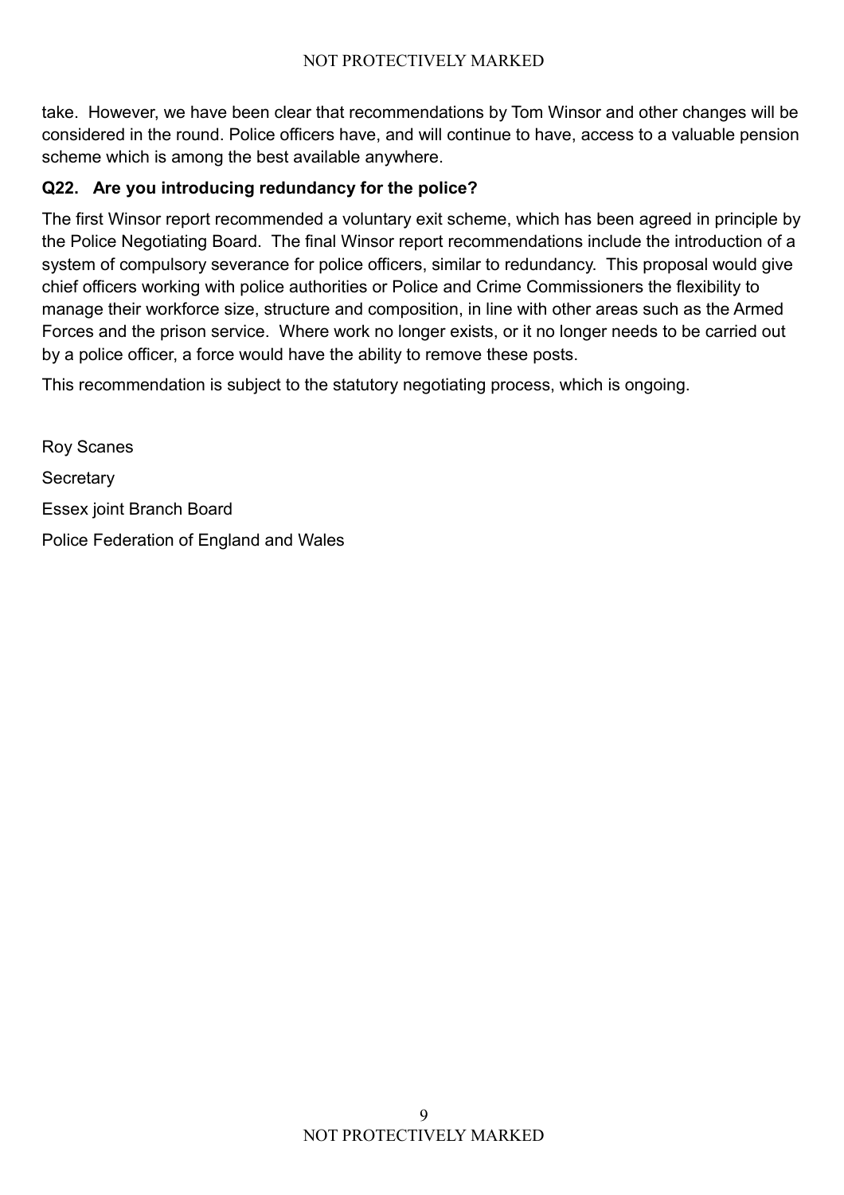take. However, we have been clear that recommendations by Tom Winsor and other changes will be considered in the round. Police officers have, and will continue to have, access to a valuable pension scheme which is among the best available anywhere.

**Q22. Are you introducing redundancy for the police?**

The first Winsor report recommended a voluntary exit scheme, which has been agreed in principle by the Police Negotiating Board. The final Winsor report recommendations include the introduction of a system of compulsory severance for police officers, similar to redundancy. This proposal would give chief officers working with police authorities or Police and Crime Commissioners the flexibility to manage their workforce size, structure and composition, in line with other areas such as the Armed Forces and the prison service. Where work no longer exists, or it no longer needs to be carried out by a police officer, a force would have the ability to remove these posts.

This recommendation is subject to the statutory negotiating process, which is ongoing.

Roy Scanes

Secretary

Essex joint Branch Board

Police Federation of England and Wales